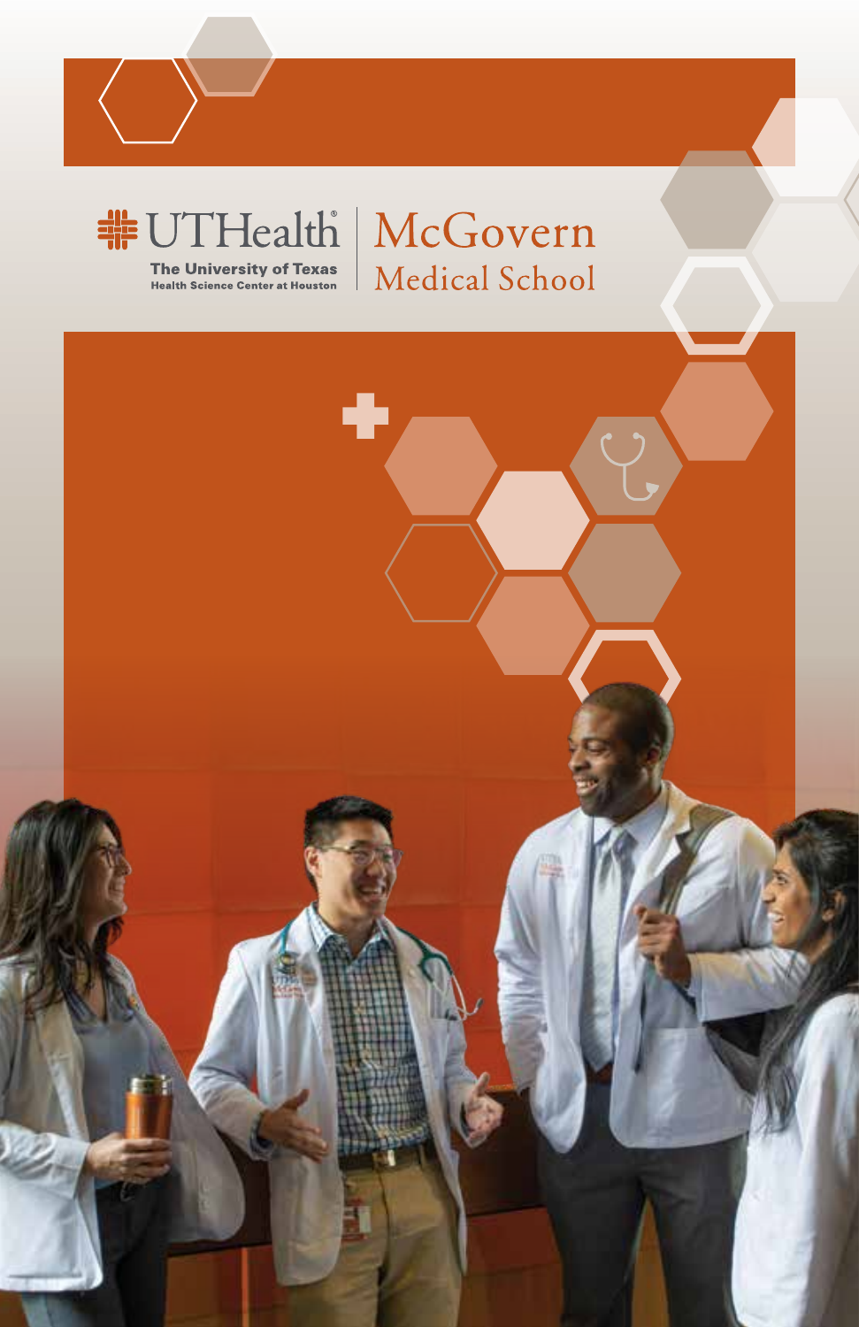UTHealth®

The University of Texas Health Science Center at Houston

McGovern Medical School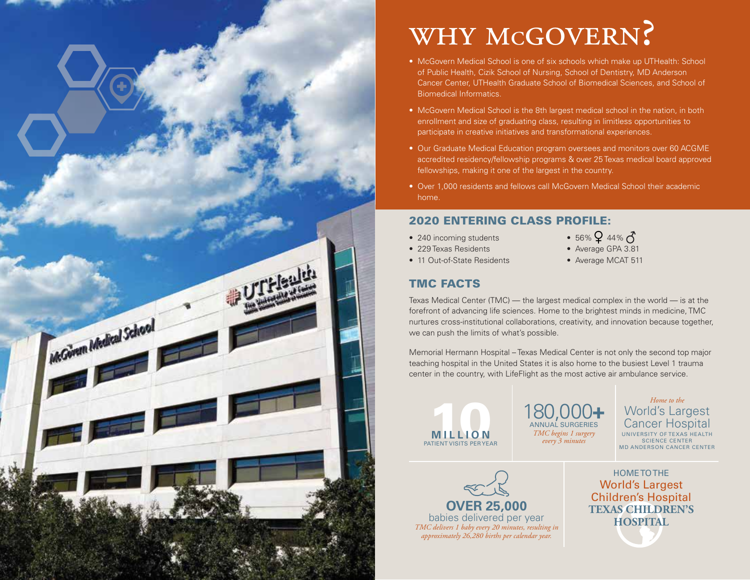# WHY McGOVERN?

- McGovern Medical School is one of six schools which make up UTHealth: School of Public Health, Cizik School of Nursing, School of Dentistry, MD Anderson Cancer Center, UTHealth Graduate School of Biomedical Sciences, and School of Biomedical Informatics.
- McGovern Medical School is the 8th largest medical school in the nation, in both enrollment and size of graduating class, resulting in limitless opportunities to participate in creative initiatives and transformational experiences.
- Our Graduate Medical Education program oversees and monitors over 60 ACGME accredited residency/fellowship programs & over 25 Texas medical board approved fellowships, making it one of the largest in the country.
- Over 1,000 residents and fellows call McGovern Medical School their academic home.

## 2020 ENTERING CLASS PROFILE:

- 240 incoming students
- 229 Texas Residents
- 11 Out-of-State Residents
- 56% ♀ 44% ♂
- Average GPA 3.81
- Average MCAT 511

## TMC FACTS

Texas Medical Center (TMC) — the largest medical complex in the world — is at the forefront of advancing life sciences. Home to the brightest minds in medicine, TMC nurtures cross-institutional collaborations, creativity, and innovation because together, we can push the limits of what's possible.

Memorial Hermann Hospital – Texas Medical Center is not only the second top major teaching hospital in the United States it is also home to the busiest Level 1 trauma center in the country, with LifeFlight as the most active air ambulance service.

**10 MILLION**
PATIENT VISITS PER YEAR

**180,000+**
ANNUAL SURGERIES
*TMC begins 1 surgery every 3 minutes*

*Home to the*
World's Largest Cancer Hospital
UNIVERSITY OF TEXAS HEALTH SCIENCE CENTER
MD ANDERSON CANCER CENTER

**OVER 25,000**
babies delivered per year
*TMC delivers 1 baby every 20 minutes, resulting in approximately 26,280 births per calendar year.*

HOME TO THE
World's Largest Children's Hospital
**TEXAS CHILDREN'S HOSPITAL**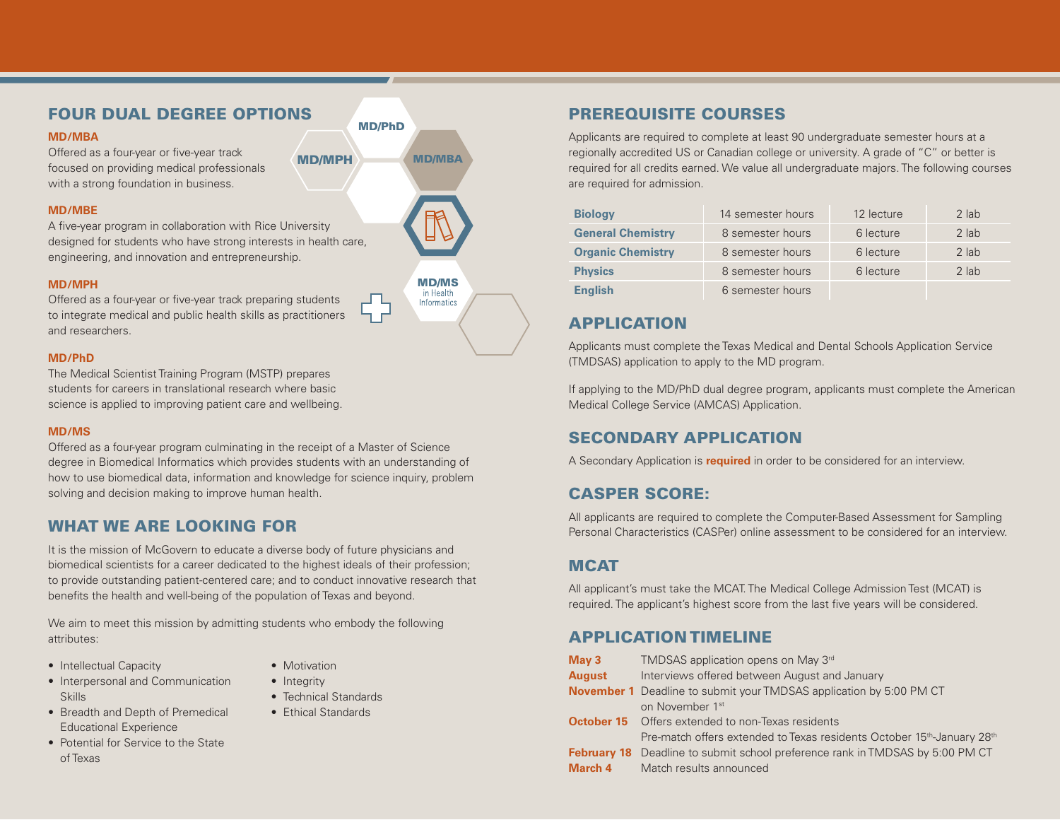## FOUR DUAL DEGREE OPTIONS

### MD/MBA

Offered as a four-year or five-year track focused on providing medical professionals with a strong foundation in business.

### MD/MBE

A five-year program in collaboration with Rice University designed for students who have strong interests in health care, engineering, and innovation and entrepreneurship.

### MD/MPH

Offered as a four-year or five-year track preparing students to integrate medical and public health skills as practitioners and researchers.

### MD/PhD

The Medical Scientist Training Program (MSTP) prepares students for careers in translational research where basic science is applied to improving patient care and wellbeing.

### MD/MS

Offered as a four-year program culminating in the receipt of a Master of Science degree in Biomedical Informatics which provides students with an understanding of how to use biomedical data, information and knowledge for science inquiry, problem solving and decision making to improve human health.

MD/PhD
MD/MPH
MD/MBA
MD/MS in Health Informatics

## WHAT WE ARE LOOKING FOR

It is the mission of McGovern to educate a diverse body of future physicians and biomedical scientists for a career dedicated to the highest ideals of their profession; to provide outstanding patient-centered care; and to conduct innovative research that benefits the health and well-being of the population of Texas and beyond.

We aim to meet this mission by admitting students who embody the following attributes:

- Intellectual Capacity
- Interpersonal and Communication Skills
- Breadth and Depth of Premedical Educational Experience
- Potential for Service to the State of Texas
- Motivation
- Integrity
- Technical Standards
- Ethical Standards

## PREREQUISITE COURSES

Applicants are required to complete at least 90 undergraduate semester hours at a regionally accredited US or Canadian college or university. A grade of "C" or better is required for all credits earned. We value all undergraduate majors. The following courses are required for admission.

| Course | Semester Hours | Lecture | Lab |
|---|---|---|---|
| **Biology** | 14 semester hours | 12 lecture | 2 lab |
| **General Chemistry** | 8 semester hours | 6 lecture | 2 lab |
| **Organic Chemistry** | 8 semester hours | 6 lecture | 2 lab |
| **Physics** | 8 semester hours | 6 lecture | 2 lab |
| **English** | 6 semester hours | | |

## APPLICATION

Applicants must complete the Texas Medical and Dental Schools Application Service (TMDSAS) application to apply to the MD program.

If applying to the MD/PhD dual degree program, applicants must complete the American Medical College Service (AMCAS) Application.

## SECONDARY APPLICATION

A Secondary Application is **required** in order to be considered for an interview.

## CASPER SCORE:

All applicants are required to complete the Computer-Based Assessment for Sampling Personal Characteristics (CASPer) online assessment to be considered for an interview.

## MCAT

All applicant's must take the MCAT. The Medical College Admission Test (MCAT) is required. The applicant's highest score from the last five years will be considered.

## APPLICATION TIMELINE

**May 3** TMDSAS application opens on May 3rd

**August** Interviews offered between August and January

**November 1** Deadline to submit your TMDSAS application by 5:00 PM CT on November 1st

**October 15** Offers extended to non-Texas residents
Pre-match offers extended to Texas residents October 15th-January 28th

**February 18** Deadline to submit school preference rank in TMDSAS by 5:00 PM CT

**March 4** Match results announced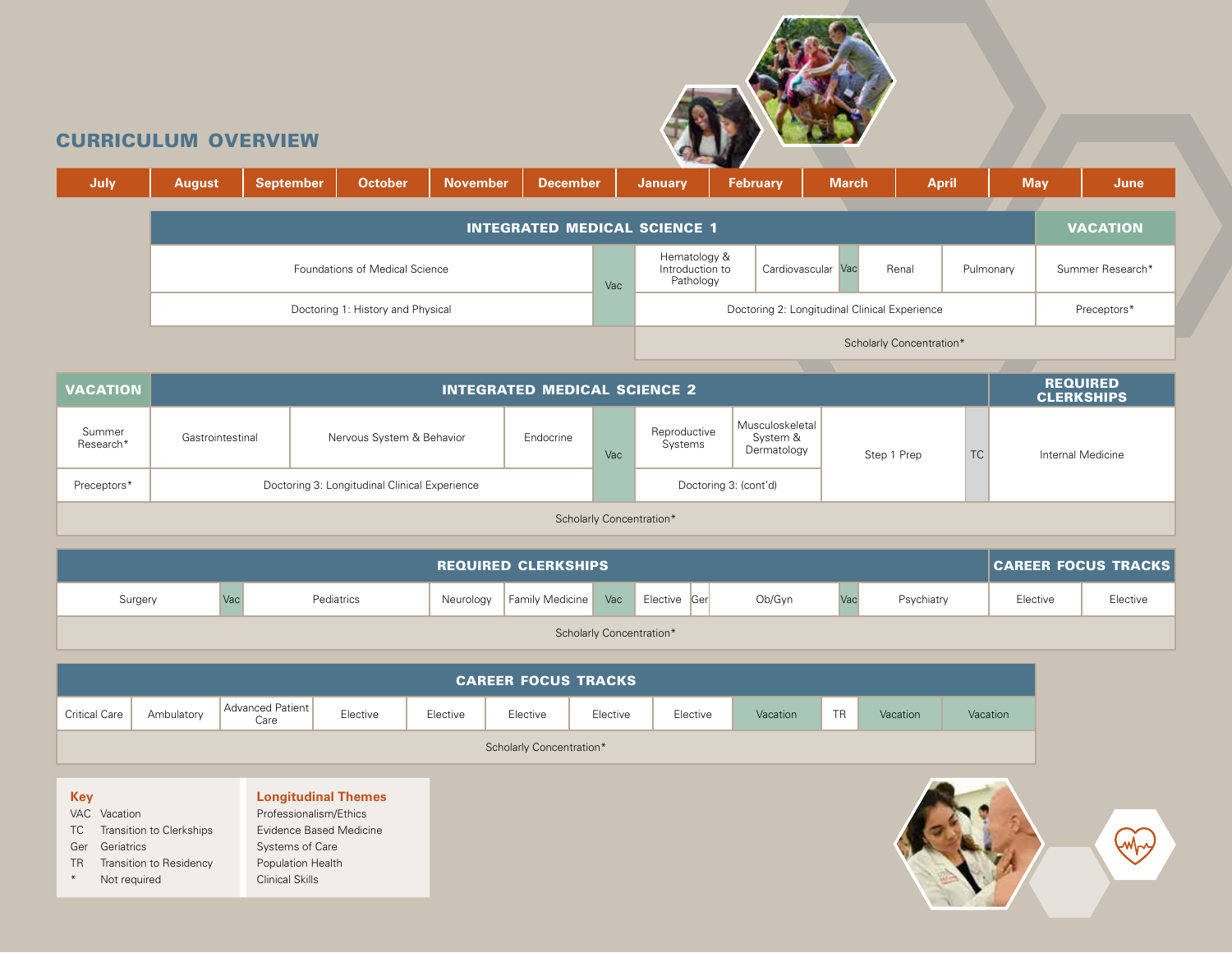## CURRICULUM OVERVIEW

| July | August | September | October | November | December | January | February | March | April | May | June |
|---|---|---|---|---|---|---|---|---|---|---|---|

### Year 1

| | **INTEGRATED MEDICAL SCIENCE 1** | | | | | | | **VACATION** |
|---|---|---|---|---|---|---|---|---|
| | Foundations of Medical Science | Vac | Hematology & Introduction to Pathology | Cardiovascular | Vac | Renal | Pulmonary | Summer Research* |
| | Doctoring 1: History and Physical | Vac | Doctoring 2: Longitudinal Clinical Experience | | | | | Preceptors* |
| | | | Scholarly Concentration* | | | | | |

### Year 2

| **VACATION** | **INTEGRATED MEDICAL SCIENCE 2** | | | | | | | | **REQUIRED CLERKSHIPS** |
|---|---|---|---|---|---|---|---|---|---|
| Summer Research* | Gastrointestinal | Nervous System & Behavior | Endocrine | Vac | Reproductive Systems | Musculoskeletal System & Dermatology | Step 1 Prep | TC | Internal Medicine |
| Preceptors* | Doctoring 3: Longitudinal Clinical Experience | | | Vac | Doctoring 3: (cont'd) | | Step 1 Prep | TC | Internal Medicine |
| Scholarly Concentration* | | | | | | | | | |

### Year 3

| **REQUIRED CLERKSHIPS** | | | | | | | | | | | | **CAREER FOCUS TRACKS** | |
|---|---|---|---|---|---|---|---|---|---|---|---|---|---|
| Surgery | Vac | Pediatrics | Neurology | Family Medicine | Vac | Elective | Ger | Ob/Gyn | Vac | Psychiatry | | Elective | Elective |
| Scholarly Concentration* | | | | | | | | | | | | | |

### Year 4

| **CAREER FOCUS TRACKS** | | | | | | | | | | | |
|---|---|---|---|---|---|---|---|---|---|---|---|
| Critical Care | Ambulatory | Advanced Patient Care | Elective | Elective | Elective | Elective | Elective | Vacation | TR | Vacation | Vacation |
| Scholarly Concentration* | | | | | | | | | | | |

**Key**

- VAC Vacation
- TC Transition to Clerkships
- Ger Geriatrics
- TR Transition to Residency
- \* Not required

**Longitudinal Themes**

- Professionalism/Ethics
- Evidence Based Medicine
- Systems of Care
- Population Health
- Clinical Skills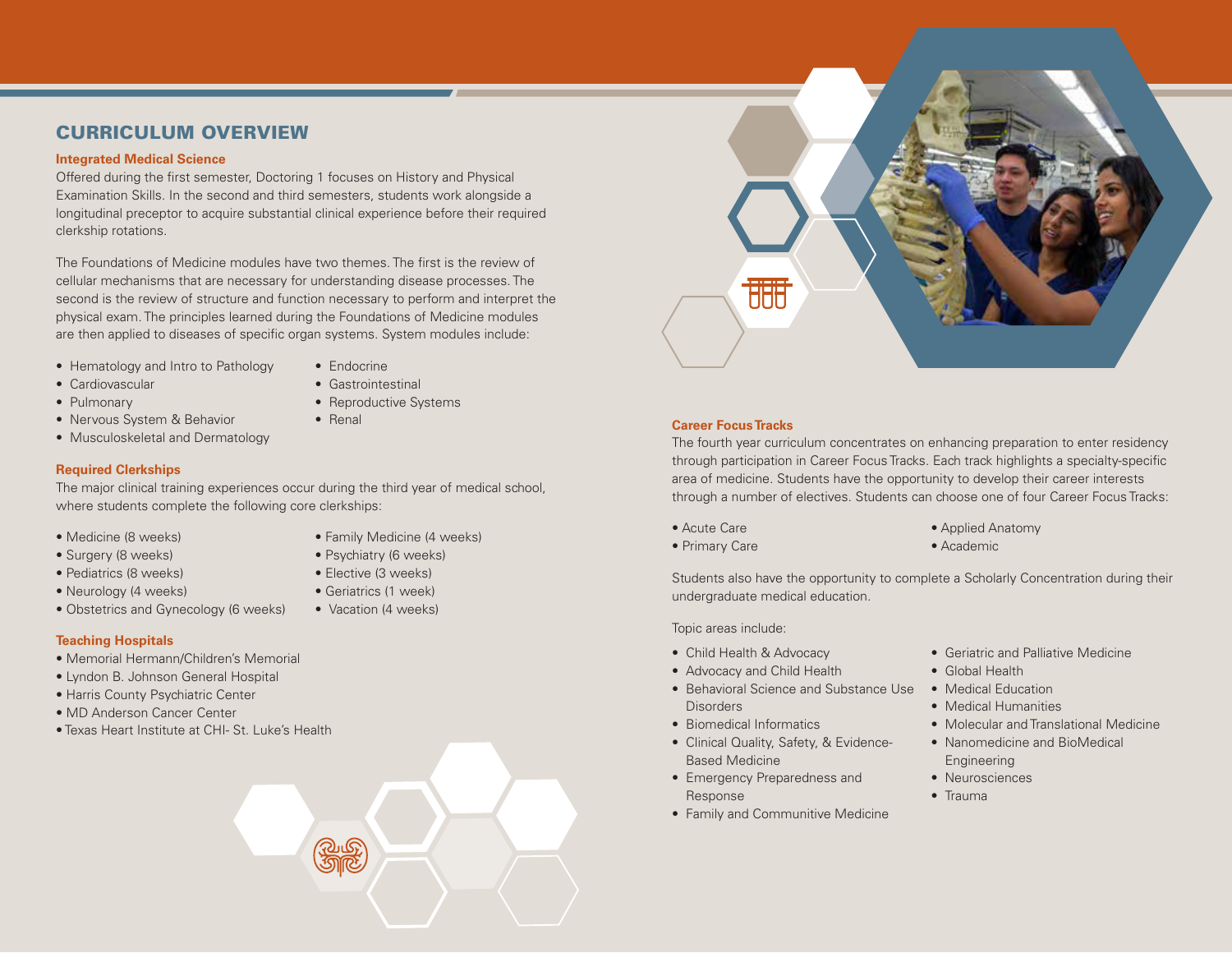## CURRICULUM OVERVIEW

### Integrated Medical Science

Offered during the first semester, Doctoring 1 focuses on History and Physical Examination Skills. In the second and third semesters, students work alongside a longitudinal preceptor to acquire substantial clinical experience before their required clerkship rotations.

The Foundations of Medicine modules have two themes. The first is the review of cellular mechanisms that are necessary for understanding disease processes. The second is the review of structure and function necessary to perform and interpret the physical exam. The principles learned during the Foundations of Medicine modules are then applied to diseases of specific organ systems. System modules include:

- Hematology and Intro to Pathology
- Cardiovascular
- Pulmonary
- Nervous System & Behavior
- Musculoskeletal and Dermatology
- Endocrine
- Gastrointestinal
- Reproductive Systems
- Renal

### Required Clerkships

The major clinical training experiences occur during the third year of medical school, where students complete the following core clerkships:

- Medicine (8 weeks)
- Surgery (8 weeks)
- Pediatrics (8 weeks)
- Neurology (4 weeks)
- Obstetrics and Gynecology (6 weeks)
- Family Medicine (4 weeks)
- Psychiatry (6 weeks)
- Elective (3 weeks)
- Geriatrics (1 week)
- Vacation (4 weeks)

### Teaching Hospitals

- Memorial Hermann/Children's Memorial
- Lyndon B. Johnson General Hospital
- Harris County Psychiatric Center
- MD Anderson Cancer Center
- Texas Heart Institute at CHI- St. Luke's Health

### Career Focus Tracks

The fourth year curriculum concentrates on enhancing preparation to enter residency through participation in Career Focus Tracks. Each track highlights a specialty-specific area of medicine. Students have the opportunity to develop their career interests through a number of electives. Students can choose one of four Career Focus Tracks:

- Acute Care
- Primary Care
- Applied Anatomy
- Academic

Students also have the opportunity to complete a Scholarly Concentration during their undergraduate medical education.

Topic areas include:

- Child Health & Advocacy
- Advocacy and Child Health
- Behavioral Science and Substance Use Disorders
- Biomedical Informatics
- Clinical Quality, Safety, & Evidence-Based Medicine
- Emergency Preparedness and Response
- Family and Communitive Medicine
- Geriatric and Palliative Medicine
- Global Health
- Medical Education
- Medical Humanities
- Molecular and Translational Medicine
- Nanomedicine and BioMedical Engineering
- Neurosciences
- Trauma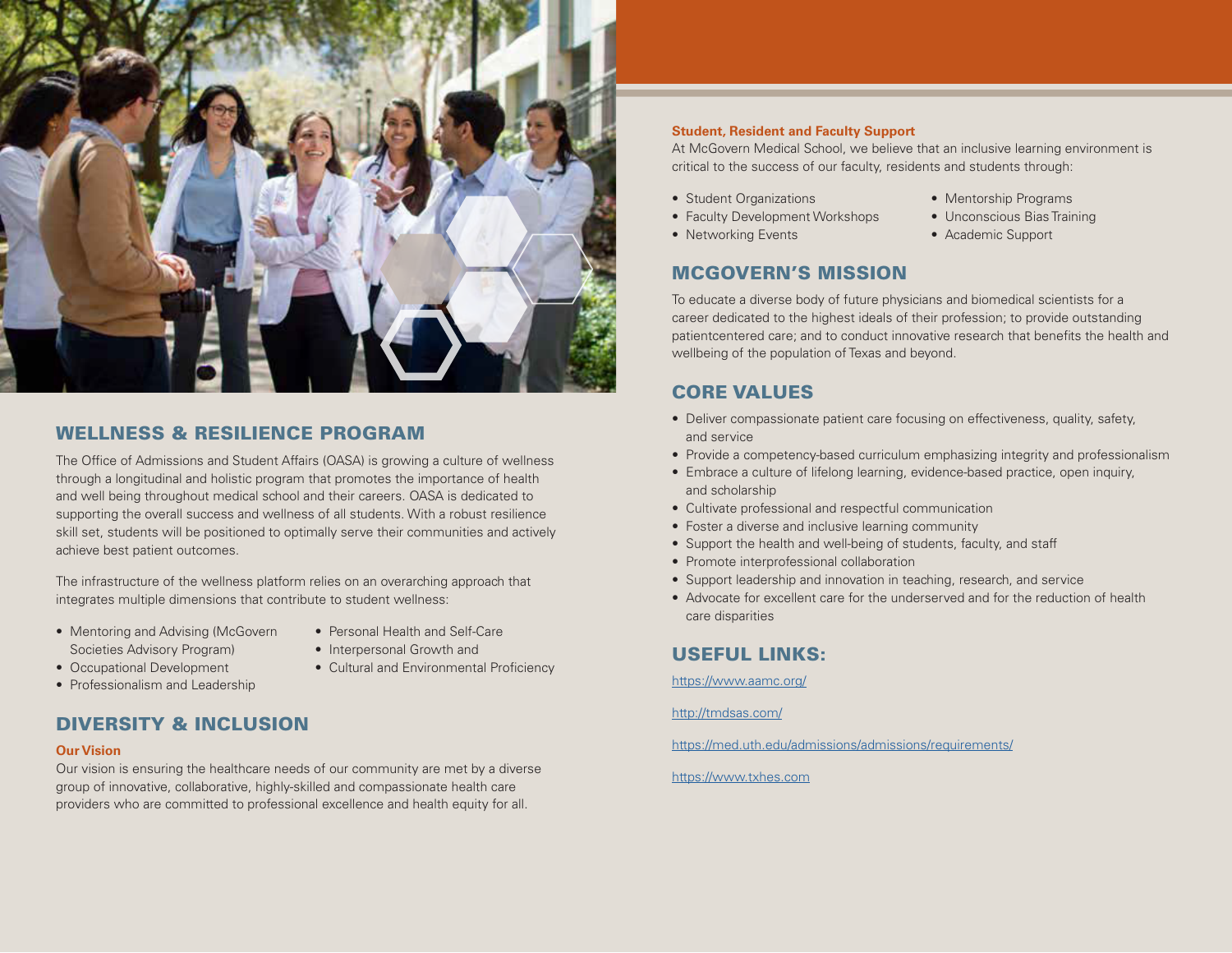## WELLNESS & RESILIENCE PROGRAM

The Office of Admissions and Student Affairs (OASA) is growing a culture of wellness through a longitudinal and holistic program that promotes the importance of health and well being throughout medical school and their careers. OASA is dedicated to supporting the overall success and wellness of all students. With a robust resilience skill set, students will be positioned to optimally serve their communities and actively achieve best patient outcomes.

The infrastructure of the wellness platform relies on an overarching approach that integrates multiple dimensions that contribute to student wellness:

- Mentoring and Advising (McGovern Societies Advisory Program)
- Occupational Development
- Professionalism and Leadership
- Personal Health and Self-Care
- Interpersonal Growth and
- Cultural and Environmental Proficiency

## DIVERSITY & INCLUSION

**Our Vision**

Our vision is ensuring the healthcare needs of our community are met by a diverse group of innovative, collaborative, highly-skilled and compassionate health care providers who are committed to professional excellence and health equity for all.

**Student, Resident and Faculty Support**

At McGovern Medical School, we believe that an inclusive learning environment is critical to the success of our faculty, residents and students through:

- Student Organizations
- Faculty Development Workshops
- Networking Events
- Mentorship Programs
- Unconscious Bias Training
- Academic Support

## MCGOVERN'S MISSION

To educate a diverse body of future physicians and biomedical scientists for a career dedicated to the highest ideals of their profession; to provide outstanding patientcentered care; and to conduct innovative research that benefits the health and wellbeing of the population of Texas and beyond.

## CORE VALUES

- Deliver compassionate patient care focusing on effectiveness, quality, safety, and service
- Provide a competency-based curriculum emphasizing integrity and professionalism
- Embrace a culture of lifelong learning, evidence-based practice, open inquiry, and scholarship
- Cultivate professional and respectful communication
- Foster a diverse and inclusive learning community
- Support the health and well-being of students, faculty, and staff
- Promote interprofessional collaboration
- Support leadership and innovation in teaching, research, and service
- Advocate for excellent care for the underserved and for the reduction of health care disparities

## USEFUL LINKS:

https://www.aamc.org/

http://tmdsas.com/

https://med.uth.edu/admissions/admissions/requirements/

https://www.txhes.com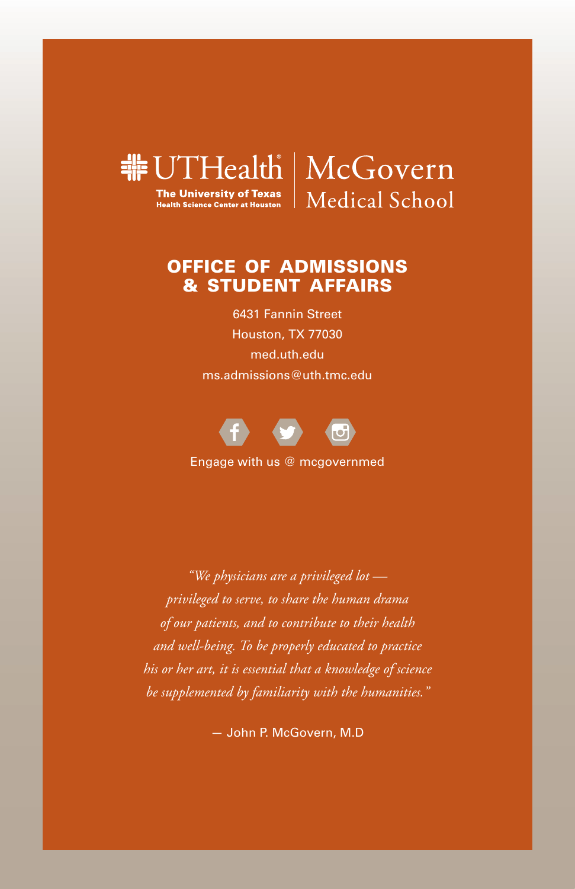UTHealth | McGovern Medical School

The University of Texas Health Science Center at Houston

## OFFICE OF ADMISSIONS & STUDENT AFFAIRS

6431 Fannin Street
Houston, TX 77030
med.uth.edu
ms.admissions@uth.tmc.edu

Engage with us @ mcgovernmed

*"We physicians are a privileged lot — privileged to serve, to share the human drama of our patients, and to contribute to their health and well-being. To be properly educated to practice his or her art, it is essential that a knowledge of science be supplemented by familiarity with the humanities."*

— John P. McGovern, M.D